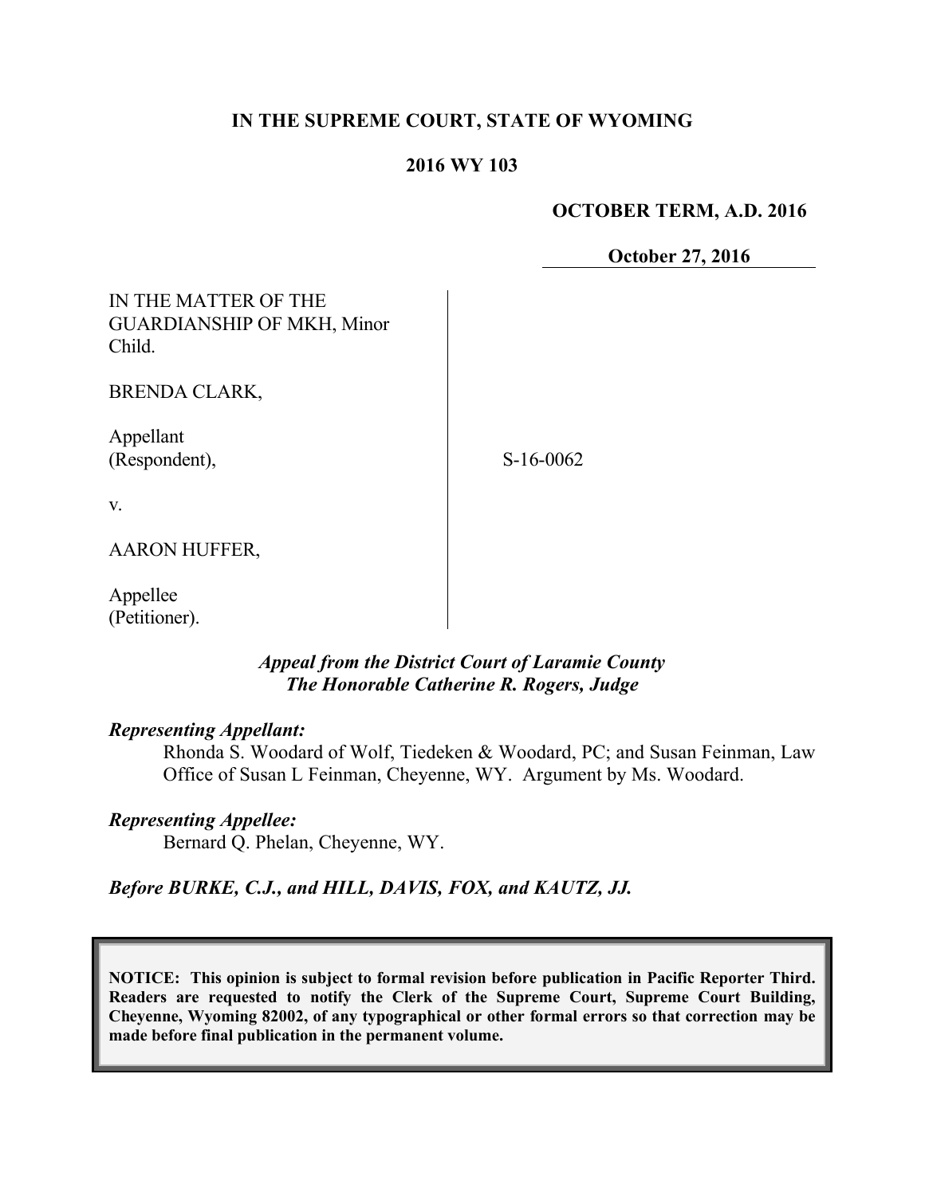**IN THE SUPREME COURT, STATE OF WYOMING**

**2016 WY 103**

**OCTOBER TERM, A.D. 2016**

**October 27, 2016**

| | |
|---|---|
| IN THE MATTER OF THE GUARDIANSHIP OF MKH, Minor Child.<br><br>BRENDA CLARK,<br><br>Appellant (Respondent),<br><br>v.<br><br>AARON HUFFER,<br><br>Appellee (Petitioner). | S-16-0062 |

***Appeal from the District Court of Laramie County***
***The Honorable Catherine R. Rogers, Judge***

***Representing Appellant:***

Rhonda S. Woodard of Wolf, Tiedeken & Woodard, PC; and Susan Feinman, Law Office of Susan L Feinman, Cheyenne, WY. Argument by Ms. Woodard.

***Representing Appellee:***

Bernard Q. Phelan, Cheyenne, WY.

***Before BURKE, C.J., and HILL, DAVIS, FOX, and KAUTZ, JJ.***

**NOTICE: This opinion is subject to formal revision before publication in Pacific Reporter Third. Readers are requested to notify the Clerk of the Supreme Court, Supreme Court Building, Cheyenne, Wyoming 82002, of any typographical or other formal errors so that correction may be made before final publication in the permanent volume.**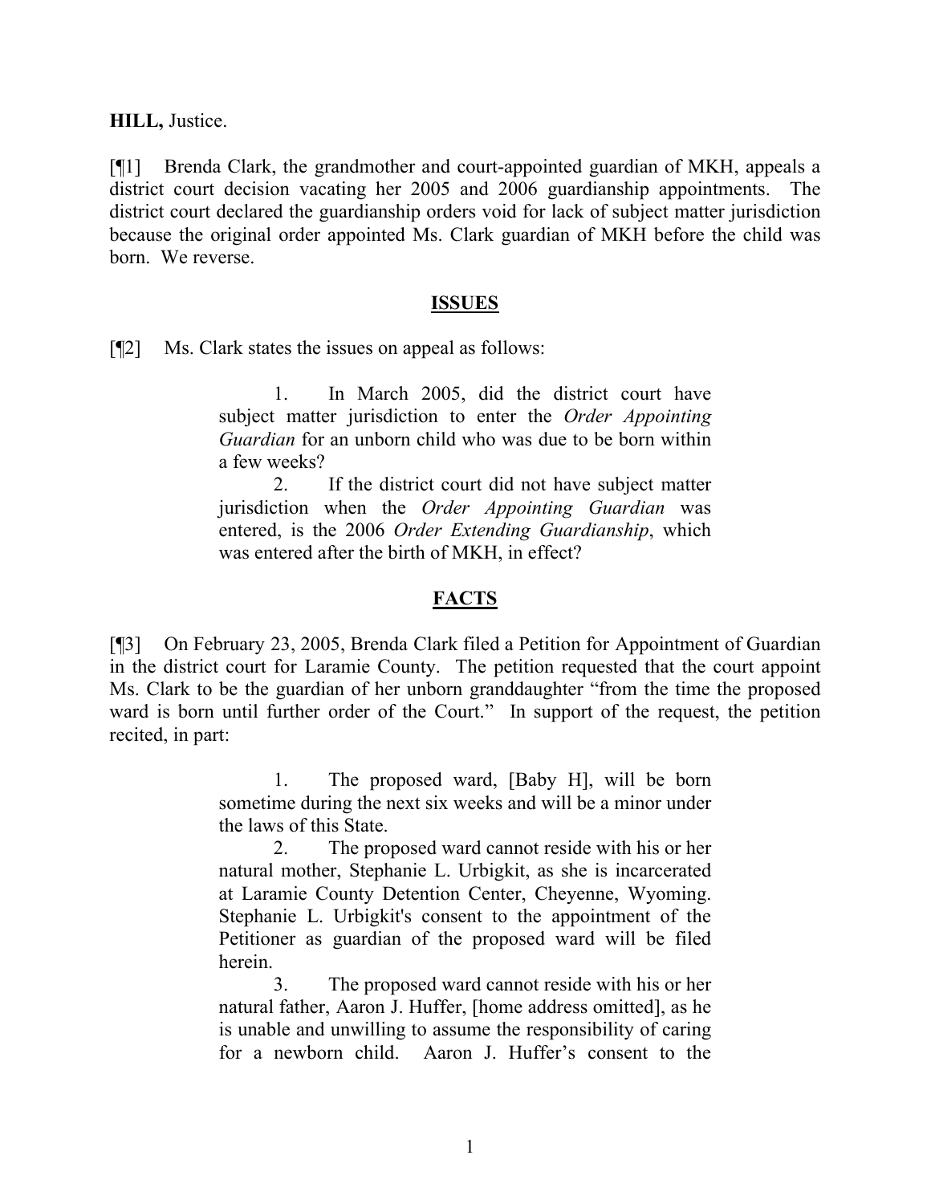**HILL,** Justice.

[¶1] Brenda Clark, the grandmother and court-appointed guardian of MKH, appeals a district court decision vacating her 2005 and 2006 guardianship appointments. The district court declared the guardianship orders void for lack of subject matter jurisdiction because the original order appointed Ms. Clark guardian of MKH before the child was born. We reverse.

## ISSUES

[¶2] Ms. Clark states the issues on appeal as follows:

> 1. In March 2005, did the district court have subject matter jurisdiction to enter the *Order Appointing Guardian* for an unborn child who was due to be born within a few weeks?
>
> 2. If the district court did not have subject matter jurisdiction when the *Order Appointing Guardian* was entered, is the 2006 *Order Extending Guardianship*, which was entered after the birth of MKH, in effect?

## FACTS

[¶3] On February 23, 2005, Brenda Clark filed a Petition for Appointment of Guardian in the district court for Laramie County. The petition requested that the court appoint Ms. Clark to be the guardian of her unborn granddaughter "from the time the proposed ward is born until further order of the Court." In support of the request, the petition recited, in part:

> 1. The proposed ward, [Baby H], will be born sometime during the next six weeks and will be a minor under the laws of this State.
>
> 2. The proposed ward cannot reside with his or her natural mother, Stephanie L. Urbigkit, as she is incarcerated at Laramie County Detention Center, Cheyenne, Wyoming. Stephanie L. Urbigkit's consent to the appointment of the Petitioner as guardian of the proposed ward will be filed herein.
>
> 3. The proposed ward cannot reside with his or her natural father, Aaron J. Huffer, [home address omitted], as he is unable and unwilling to assume the responsibility of caring for a newborn child. Aaron J. Huffer's consent to the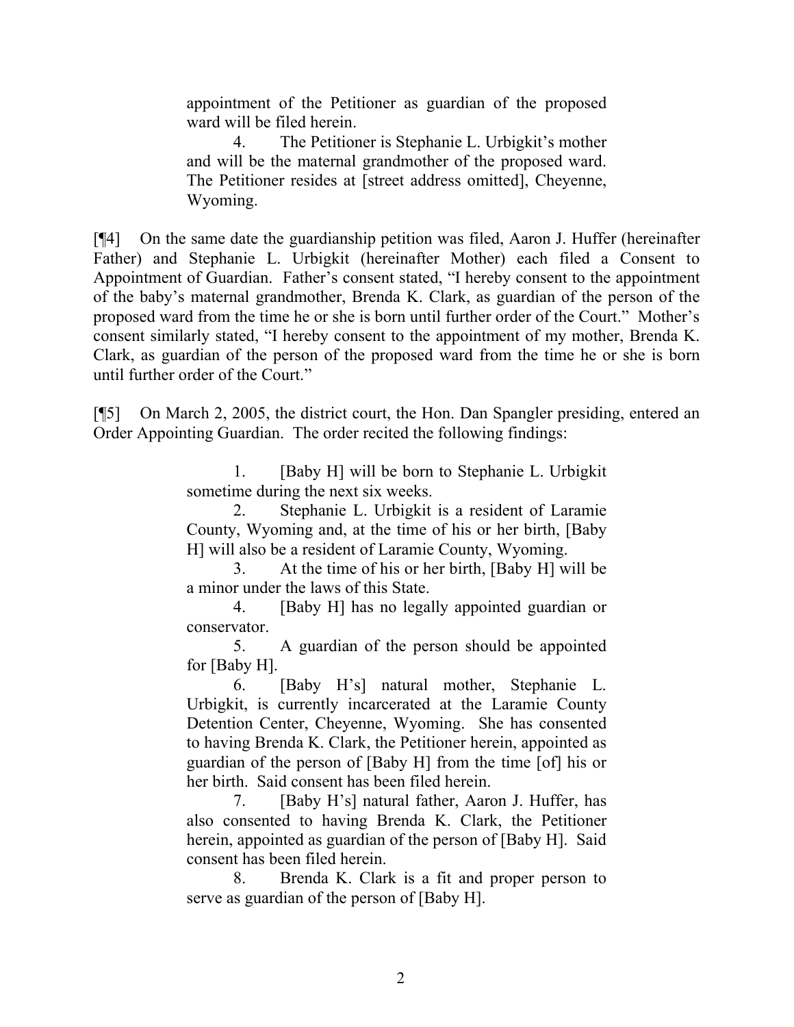> appointment of the Petitioner as guardian of the proposed ward will be filed herein.
>
> 4. The Petitioner is Stephanie L. Urbigkit's mother and will be the maternal grandmother of the proposed ward. The Petitioner resides at [street address omitted], Cheyenne, Wyoming.

[¶4] On the same date the guardianship petition was filed, Aaron J. Huffer (hereinafter Father) and Stephanie L. Urbigkit (hereinafter Mother) each filed a Consent to Appointment of Guardian. Father's consent stated, "I hereby consent to the appointment of the baby's maternal grandmother, Brenda K. Clark, as guardian of the person of the proposed ward from the time he or she is born until further order of the Court." Mother's consent similarly stated, "I hereby consent to the appointment of my mother, Brenda K. Clark, as guardian of the person of the proposed ward from the time he or she is born until further order of the Court."

[¶5] On March 2, 2005, the district court, the Hon. Dan Spangler presiding, entered an Order Appointing Guardian. The order recited the following findings:

> 1. [Baby H] will be born to Stephanie L. Urbigkit sometime during the next six weeks.
>
> 2. Stephanie L. Urbigkit is a resident of Laramie County, Wyoming and, at the time of his or her birth, [Baby H] will also be a resident of Laramie County, Wyoming.
>
> 3. At the time of his or her birth, [Baby H] will be a minor under the laws of this State.
>
> 4. [Baby H] has no legally appointed guardian or conservator.
>
> 5. A guardian of the person should be appointed for [Baby H].
>
> 6. [Baby H's] natural mother, Stephanie L. Urbigkit, is currently incarcerated at the Laramie County Detention Center, Cheyenne, Wyoming. She has consented to having Brenda K. Clark, the Petitioner herein, appointed as guardian of the person of [Baby H] from the time [of] his or her birth. Said consent has been filed herein.
>
> 7. [Baby H's] natural father, Aaron J. Huffer, has also consented to having Brenda K. Clark, the Petitioner herein, appointed as guardian of the person of [Baby H]. Said consent has been filed herein.
>
> 8. Brenda K. Clark is a fit and proper person to serve as guardian of the person of [Baby H].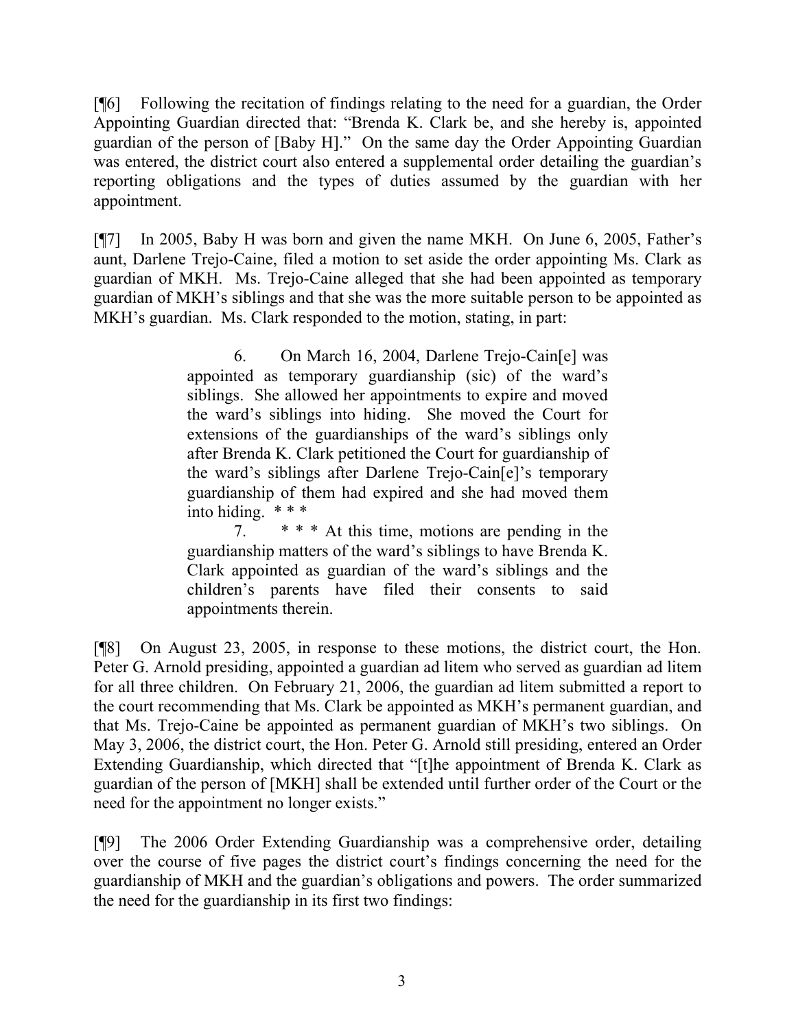[¶6] Following the recitation of findings relating to the need for a guardian, the Order Appointing Guardian directed that: "Brenda K. Clark be, and she hereby is, appointed guardian of the person of [Baby H]." On the same day the Order Appointing Guardian was entered, the district court also entered a supplemental order detailing the guardian's reporting obligations and the types of duties assumed by the guardian with her appointment.

[¶7] In 2005, Baby H was born and given the name MKH. On June 6, 2005, Father's aunt, Darlene Trejo-Caine, filed a motion to set aside the order appointing Ms. Clark as guardian of MKH. Ms. Trejo-Caine alleged that she had been appointed as temporary guardian of MKH's siblings and that she was the more suitable person to be appointed as MKH's guardian. Ms. Clark responded to the motion, stating, in part:

> 6. On March 16, 2004, Darlene Trejo-Cain[e] was appointed as temporary guardianship (sic) of the ward's siblings. She allowed her appointments to expire and moved the ward's siblings into hiding. She moved the Court for extensions of the guardianships of the ward's siblings only after Brenda K. Clark petitioned the Court for guardianship of the ward's siblings after Darlene Trejo-Cain[e]'s temporary guardianship of them had expired and she had moved them into hiding. * * *
>
> 7. * * * At this time, motions are pending in the guardianship matters of the ward's siblings to have Brenda K. Clark appointed as guardian of the ward's siblings and the children's parents have filed their consents to said appointments therein.

[¶8] On August 23, 2005, in response to these motions, the district court, the Hon. Peter G. Arnold presiding, appointed a guardian ad litem who served as guardian ad litem for all three children. On February 21, 2006, the guardian ad litem submitted a report to the court recommending that Ms. Clark be appointed as MKH's permanent guardian, and that Ms. Trejo-Caine be appointed as permanent guardian of MKH's two siblings. On May 3, 2006, the district court, the Hon. Peter G. Arnold still presiding, entered an Order Extending Guardianship, which directed that "[t]he appointment of Brenda K. Clark as guardian of the person of [MKH] shall be extended until further order of the Court or the need for the appointment no longer exists."

[¶9] The 2006 Order Extending Guardianship was a comprehensive order, detailing over the course of five pages the district court's findings concerning the need for the guardianship of MKH and the guardian's obligations and powers. The order summarized the need for the guardianship in its first two findings: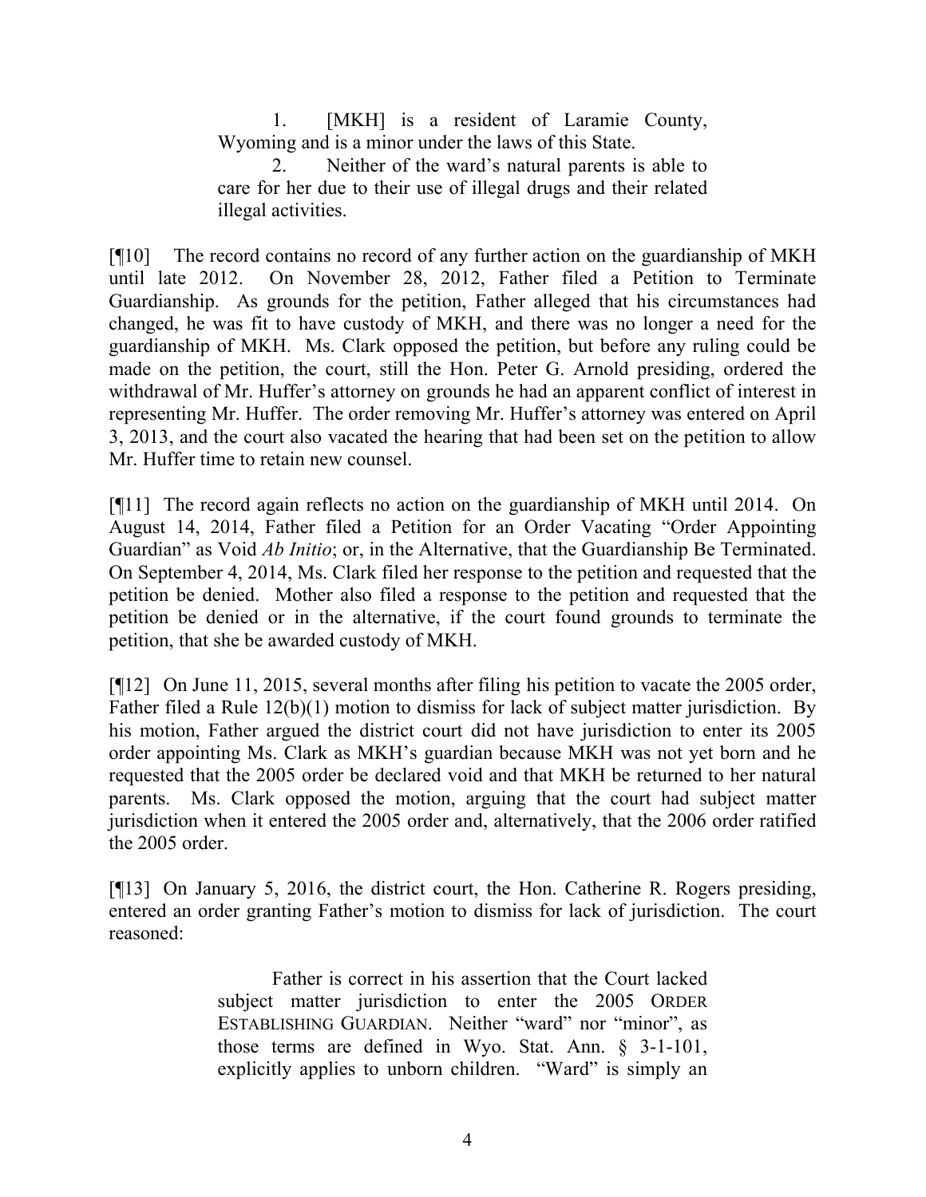> 1. [MKH] is a resident of Laramie County, Wyoming and is a minor under the laws of this State.
>
> 2. Neither of the ward's natural parents is able to care for her due to their use of illegal drugs and their related illegal activities.

[¶10] The record contains no record of any further action on the guardianship of MKH until late 2012. On November 28, 2012, Father filed a Petition to Terminate Guardianship. As grounds for the petition, Father alleged that his circumstances had changed, he was fit to have custody of MKH, and there was no longer a need for the guardianship of MKH. Ms. Clark opposed the petition, but before any ruling could be made on the petition, the court, still the Hon. Peter G. Arnold presiding, ordered the withdrawal of Mr. Huffer's attorney on grounds he had an apparent conflict of interest in representing Mr. Huffer. The order removing Mr. Huffer's attorney was entered on April 3, 2013, and the court also vacated the hearing that had been set on the petition to allow Mr. Huffer time to retain new counsel.

[¶11] The record again reflects no action on the guardianship of MKH until 2014. On August 14, 2014, Father filed a Petition for an Order Vacating "Order Appointing Guardian" as Void *Ab Initio*; or, in the Alternative, that the Guardianship Be Terminated. On September 4, 2014, Ms. Clark filed her response to the petition and requested that the petition be denied. Mother also filed a response to the petition and requested that the petition be denied or in the alternative, if the court found grounds to terminate the petition, that she be awarded custody of MKH.

[¶12] On June 11, 2015, several months after filing his petition to vacate the 2005 order, Father filed a Rule 12(b)(1) motion to dismiss for lack of subject matter jurisdiction. By his motion, Father argued the district court did not have jurisdiction to enter its 2005 order appointing Ms. Clark as MKH's guardian because MKH was not yet born and he requested that the 2005 order be declared void and that MKH be returned to her natural parents. Ms. Clark opposed the motion, arguing that the court had subject matter jurisdiction when it entered the 2005 order and, alternatively, that the 2006 order ratified the 2005 order.

[¶13] On January 5, 2016, the district court, the Hon. Catherine R. Rogers presiding, entered an order granting Father's motion to dismiss for lack of jurisdiction. The court reasoned:

> Father is correct in his assertion that the Court lacked subject matter jurisdiction to enter the 2005 ORDER ESTABLISHING GUARDIAN. Neither "ward" nor "minor", as those terms are defined in Wyo. Stat. Ann. § 3-1-101, explicitly applies to unborn children. "Ward" is simply an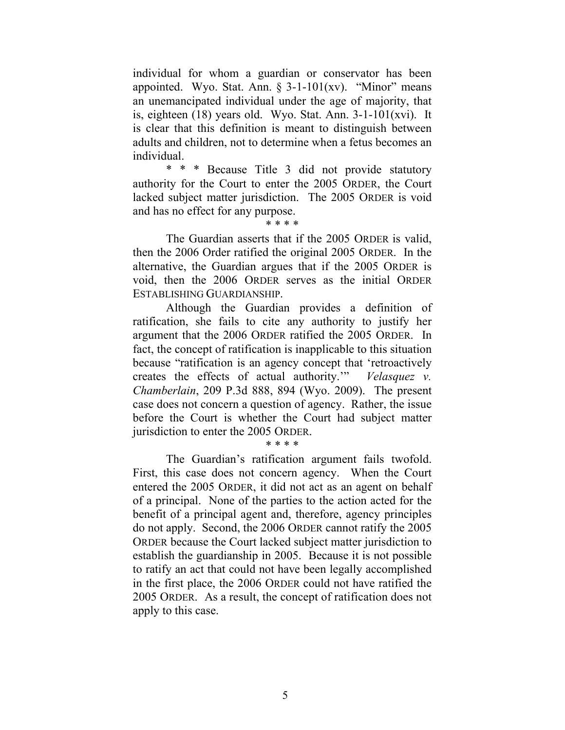individual for whom a guardian or conservator has been appointed. Wyo. Stat. Ann. § 3-1-101(xv). "Minor" means an unemancipated individual under the age of majority, that is, eighteen (18) years old. Wyo. Stat. Ann. 3-1-101(xvi). It is clear that this definition is meant to distinguish between adults and children, not to determine when a fetus becomes an individual.

\* \* \* Because Title 3 did not provide statutory authority for the Court to enter the 2005 ORDER, the Court lacked subject matter jurisdiction. The 2005 ORDER is void and has no effect for any purpose.

\* \* \* \*

The Guardian asserts that if the 2005 ORDER is valid, then the 2006 Order ratified the original 2005 ORDER. In the alternative, the Guardian argues that if the 2005 ORDER is void, then the 2006 ORDER serves as the initial ORDER ESTABLISHING GUARDIANSHIP.

Although the Guardian provides a definition of ratification, she fails to cite any authority to justify her argument that the 2006 ORDER ratified the 2005 ORDER. In fact, the concept of ratification is inapplicable to this situation because "ratification is an agency concept that 'retroactively creates the effects of actual authority.'" *Velasquez v. Chamberlain*, 209 P.3d 888, 894 (Wyo. 2009). The present case does not concern a question of agency. Rather, the issue before the Court is whether the Court had subject matter jurisdiction to enter the 2005 ORDER.

\* \* \* \*

The Guardian's ratification argument fails twofold. First, this case does not concern agency. When the Court entered the 2005 ORDER, it did not act as an agent on behalf of a principal. None of the parties to the action acted for the benefit of a principal agent and, therefore, agency principles do not apply. Second, the 2006 ORDER cannot ratify the 2005 ORDER because the Court lacked subject matter jurisdiction to establish the guardianship in 2005. Because it is not possible to ratify an act that could not have been legally accomplished in the first place, the 2006 ORDER could not have ratified the 2005 ORDER. As a result, the concept of ratification does not apply to this case.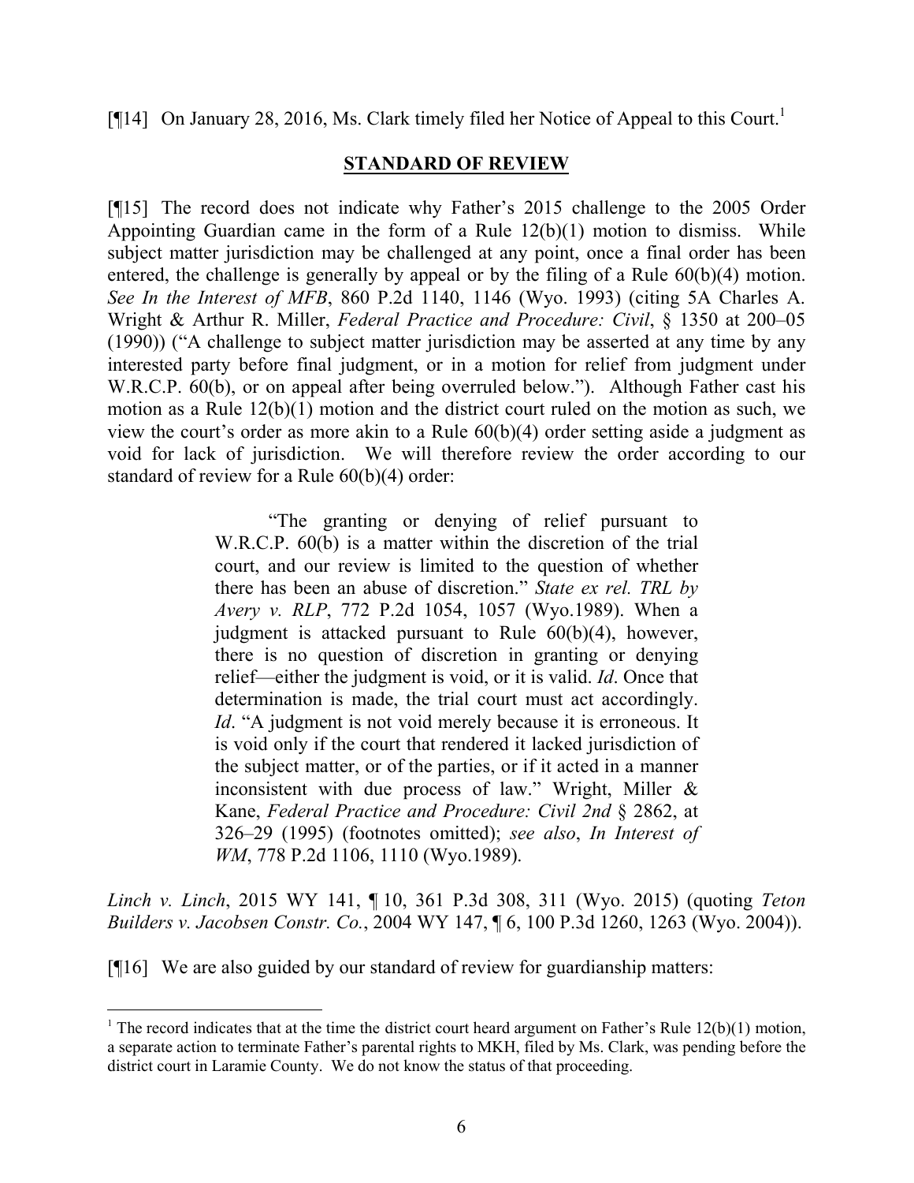[¶14] On January 28, 2016, Ms. Clark timely filed her Notice of Appeal to this Court.[1]

## STANDARD OF REVIEW

[¶15] The record does not indicate why Father's 2015 challenge to the 2005 Order Appointing Guardian came in the form of a Rule 12(b)(1) motion to dismiss. While subject matter jurisdiction may be challenged at any point, once a final order has been entered, the challenge is generally by appeal or by the filing of a Rule 60(b)(4) motion. *See In the Interest of MFB*, 860 P.2d 1140, 1146 (Wyo. 1993) (citing 5A Charles A. Wright & Arthur R. Miller, *Federal Practice and Procedure: Civil*, § 1350 at 200–05 (1990)) ("A challenge to subject matter jurisdiction may be asserted at any time by any interested party before final judgment, or in a motion for relief from judgment under W.R.C.P. 60(b), or on appeal after being overruled below."). Although Father cast his motion as a Rule 12(b)(1) motion and the district court ruled on the motion as such, we view the court's order as more akin to a Rule 60(b)(4) order setting aside a judgment as void for lack of jurisdiction. We will therefore review the order according to our standard of review for a Rule 60(b)(4) order:

> "The granting or denying of relief pursuant to W.R.C.P. 60(b) is a matter within the discretion of the trial court, and our review is limited to the question of whether there has been an abuse of discretion." *State ex rel. TRL by Avery v. RLP*, 772 P.2d 1054, 1057 (Wyo.1989). When a judgment is attacked pursuant to Rule 60(b)(4), however, there is no question of discretion in granting or denying relief—either the judgment is void, or it is valid. *Id*. Once that determination is made, the trial court must act accordingly. *Id*. "A judgment is not void merely because it is erroneous. It is void only if the court that rendered it lacked jurisdiction of the subject matter, or of the parties, or if it acted in a manner inconsistent with due process of law." Wright, Miller & Kane, *Federal Practice and Procedure: Civil 2nd* § 2862, at 326–29 (1995) (footnotes omitted); *see also*, *In Interest of WM*, 778 P.2d 1106, 1110 (Wyo.1989).

*Linch v. Linch*, 2015 WY 141, ¶ 10, 361 P.3d 308, 311 (Wyo. 2015) (quoting *Teton Builders v. Jacobsen Constr. Co.*, 2004 WY 147, ¶ 6, 100 P.3d 1260, 1263 (Wyo. 2004)).

[¶16] We are also guided by our standard of review for guardianship matters:

---

[1] The record indicates that at the time the district court heard argument on Father's Rule 12(b)(1) motion, a separate action to terminate Father's parental rights to MKH, filed by Ms. Clark, was pending before the district court in Laramie County. We do not know the status of that proceeding.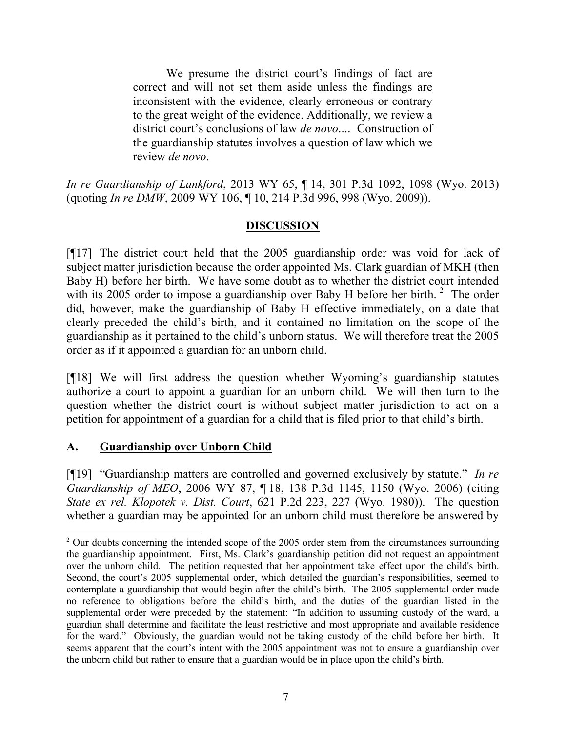> We presume the district court's findings of fact are correct and will not set them aside unless the findings are inconsistent with the evidence, clearly erroneous or contrary to the great weight of the evidence. Additionally, we review a district court's conclusions of law *de novo*.... Construction of the guardianship statutes involves a question of law which we review *de novo*.

*In re Guardianship of Lankford*, 2013 WY 65, ¶ 14, 301 P.3d 1092, 1098 (Wyo. 2013) (quoting *In re DMW*, 2009 WY 106, ¶ 10, 214 P.3d 996, 998 (Wyo. 2009)).

## DISCUSSION

[¶17] The district court held that the 2005 guardianship order was void for lack of subject matter jurisdiction because the order appointed Ms. Clark guardian of MKH (then Baby H) before her birth. We have some doubt as to whether the district court intended with its 2005 order to impose a guardianship over Baby H before her birth. [2] The order did, however, make the guardianship of Baby H effective immediately, on a date that clearly preceded the child's birth, and it contained no limitation on the scope of the guardianship as it pertained to the child's unborn status. We will therefore treat the 2005 order as if it appointed a guardian for an unborn child.

[¶18] We will first address the question whether Wyoming's guardianship statutes authorize a court to appoint a guardian for an unborn child. We will then turn to the question whether the district court is without subject matter jurisdiction to act on a petition for appointment of a guardian for a child that is filed prior to that child's birth.

### A. Guardianship over Unborn Child

[¶19] "Guardianship matters are controlled and governed exclusively by statute." *In re Guardianship of MEO*, 2006 WY 87, ¶ 18, 138 P.3d 1145, 1150 (Wyo. 2006) (citing *State ex rel. Klopotek v. Dist. Court*, 621 P.2d 223, 227 (Wyo. 1980)). The question whether a guardian may be appointed for an unborn child must therefore be answered by

---

[2] Our doubts concerning the intended scope of the 2005 order stem from the circumstances surrounding the guardianship appointment. First, Ms. Clark's guardianship petition did not request an appointment over the unborn child. The petition requested that her appointment take effect upon the child's birth. Second, the court's 2005 supplemental order, which detailed the guardian's responsibilities, seemed to contemplate a guardianship that would begin after the child's birth. The 2005 supplemental order made no reference to obligations before the child's birth, and the duties of the guardian listed in the supplemental order were preceded by the statement: "In addition to assuming custody of the ward, a guardian shall determine and facilitate the least restrictive and most appropriate and available residence for the ward." Obviously, the guardian would not be taking custody of the child before her birth. It seems apparent that the court's intent with the 2005 appointment was not to ensure a guardianship over the unborn child but rather to ensure that a guardian would be in place upon the child's birth.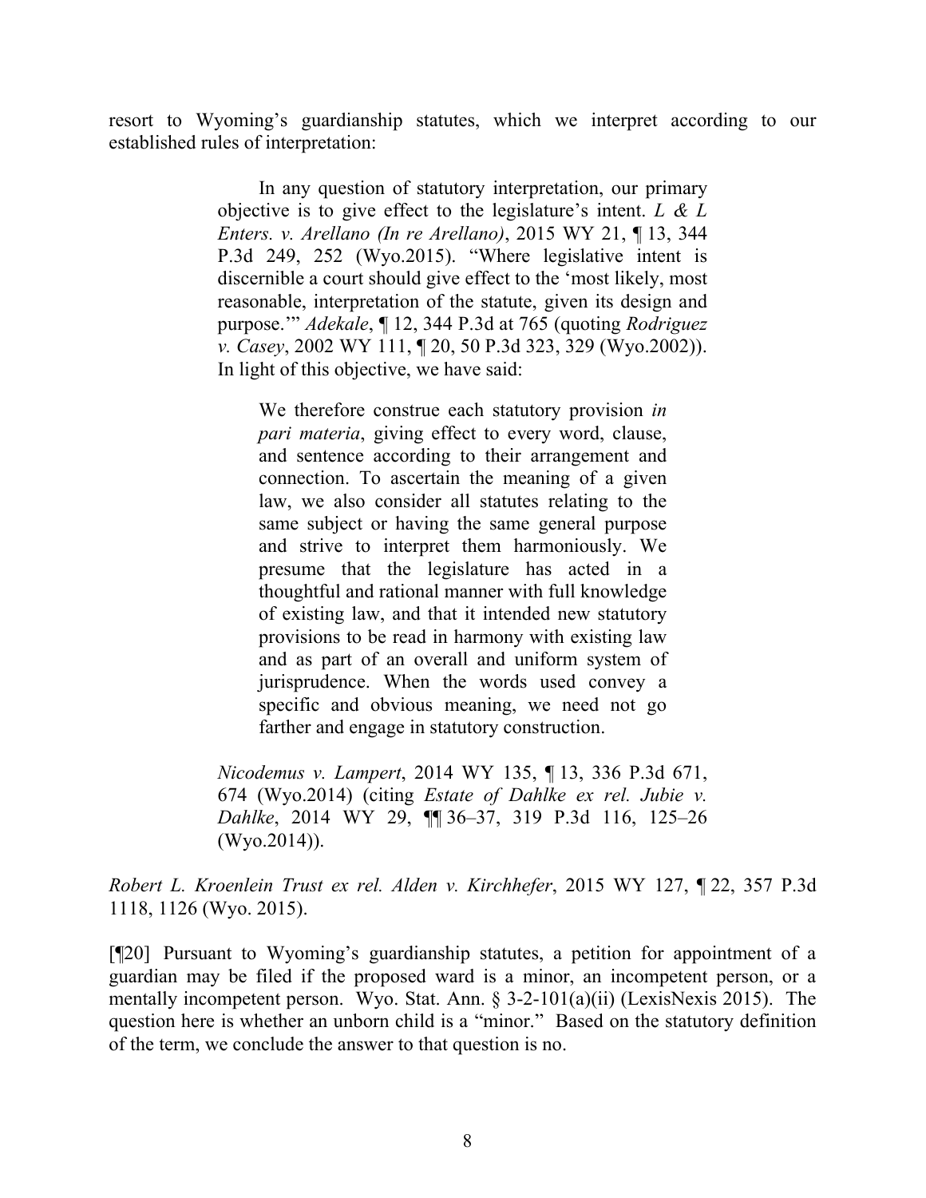resort to Wyoming's guardianship statutes, which we interpret according to our established rules of interpretation:

> In any question of statutory interpretation, our primary objective is to give effect to the legislature's intent. *L & L Enters. v. Arellano (In re Arellano)*, 2015 WY 21, ¶ 13, 344 P.3d 249, 252 (Wyo.2015). "Where legislative intent is discernible a court should give effect to the 'most likely, most reasonable, interpretation of the statute, given its design and purpose.'" *Adekale*, ¶ 12, 344 P.3d at 765 (quoting *Rodriguez v. Casey*, 2002 WY 111, ¶ 20, 50 P.3d 323, 329 (Wyo.2002)). In light of this objective, we have said:
>
> > We therefore construe each statutory provision *in pari materia*, giving effect to every word, clause, and sentence according to their arrangement and connection. To ascertain the meaning of a given law, we also consider all statutes relating to the same subject or having the same general purpose and strive to interpret them harmoniously. We presume that the legislature has acted in a thoughtful and rational manner with full knowledge of existing law, and that it intended new statutory provisions to be read in harmony with existing law and as part of an overall and uniform system of jurisprudence. When the words used convey a specific and obvious meaning, we need not go farther and engage in statutory construction.
>
> *Nicodemus v. Lampert*, 2014 WY 135, ¶ 13, 336 P.3d 671, 674 (Wyo.2014) (citing *Estate of Dahlke ex rel. Jubie v. Dahlke*, 2014 WY 29, ¶¶ 36–37, 319 P.3d 116, 125–26 (Wyo.2014)).

*Robert L. Kroenlein Trust ex rel. Alden v. Kirchhefer*, 2015 WY 127, ¶ 22, 357 P.3d 1118, 1126 (Wyo. 2015).

[¶20] Pursuant to Wyoming's guardianship statutes, a petition for appointment of a guardian may be filed if the proposed ward is a minor, an incompetent person, or a mentally incompetent person. Wyo. Stat. Ann. § 3-2-101(a)(ii) (LexisNexis 2015). The question here is whether an unborn child is a "minor." Based on the statutory definition of the term, we conclude the answer to that question is no.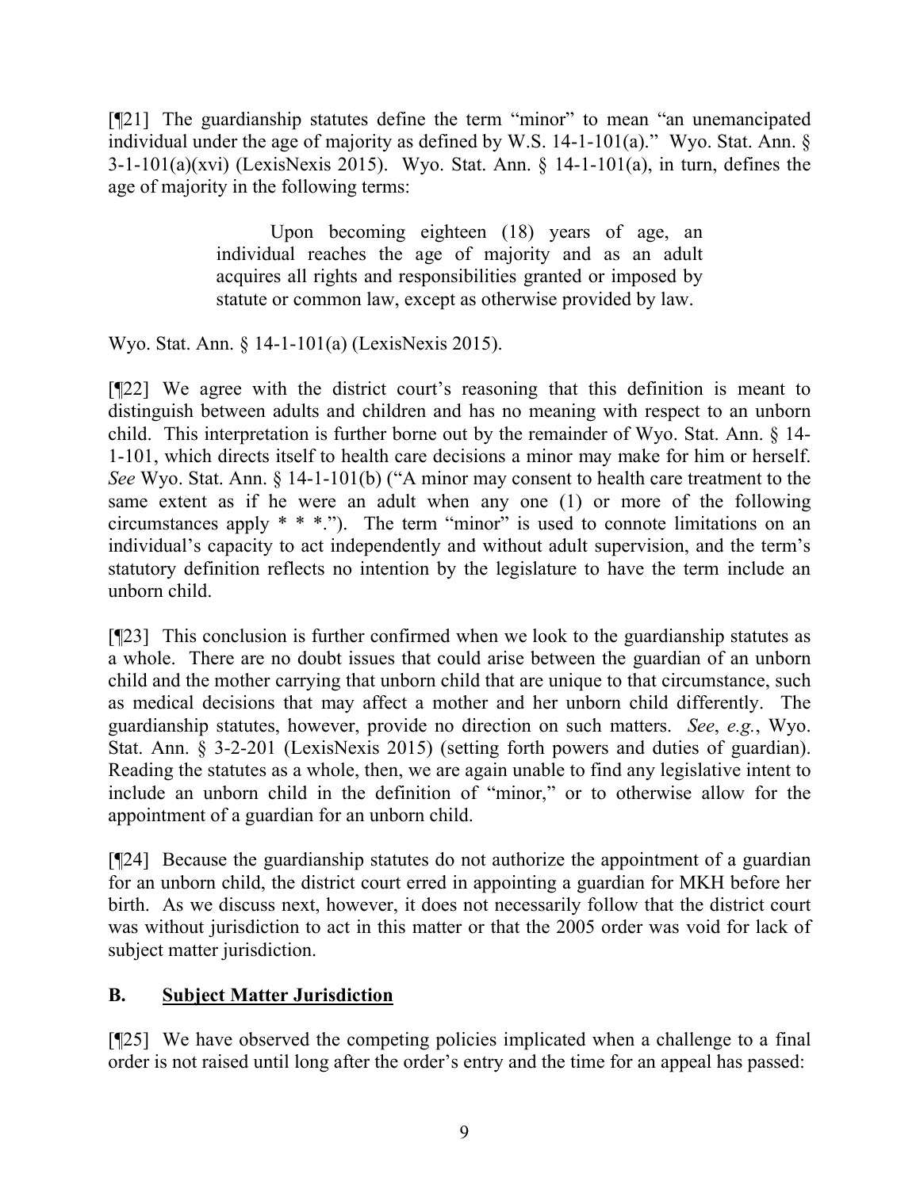[¶21] The guardianship statutes define the term "minor" to mean "an unemancipated individual under the age of majority as defined by W.S. 14-1-101(a)." Wyo. Stat. Ann. § 3-1-101(a)(xvi) (LexisNexis 2015). Wyo. Stat. Ann. § 14-1-101(a), in turn, defines the age of majority in the following terms:

> Upon becoming eighteen (18) years of age, an individual reaches the age of majority and as an adult acquires all rights and responsibilities granted or imposed by statute or common law, except as otherwise provided by law.

Wyo. Stat. Ann. § 14-1-101(a) (LexisNexis 2015).

[¶22] We agree with the district court's reasoning that this definition is meant to distinguish between adults and children and has no meaning with respect to an unborn child. This interpretation is further borne out by the remainder of Wyo. Stat. Ann. § 14-1-101, which directs itself to health care decisions a minor may make for him or herself. *See* Wyo. Stat. Ann. § 14-1-101(b) ("A minor may consent to health care treatment to the same extent as if he were an adult when any one (1) or more of the following circumstances apply * * *."). The term "minor" is used to connote limitations on an individual's capacity to act independently and without adult supervision, and the term's statutory definition reflects no intention by the legislature to have the term include an unborn child.

[¶23] This conclusion is further confirmed when we look to the guardianship statutes as a whole. There are no doubt issues that could arise between the guardian of an unborn child and the mother carrying that unborn child that are unique to that circumstance, such as medical decisions that may affect a mother and her unborn child differently. The guardianship statutes, however, provide no direction on such matters. *See*, *e.g.*, Wyo. Stat. Ann. § 3-2-201 (LexisNexis 2015) (setting forth powers and duties of guardian). Reading the statutes as a whole, then, we are again unable to find any legislative intent to include an unborn child in the definition of "minor," or to otherwise allow for the appointment of a guardian for an unborn child.

[¶24] Because the guardianship statutes do not authorize the appointment of a guardian for an unborn child, the district court erred in appointing a guardian for MKH before her birth. As we discuss next, however, it does not necessarily follow that the district court was without jurisdiction to act in this matter or that the 2005 order was void for lack of subject matter jurisdiction.

## B. Subject Matter Jurisdiction

[¶25] We have observed the competing policies implicated when a challenge to a final order is not raised until long after the order's entry and the time for an appeal has passed: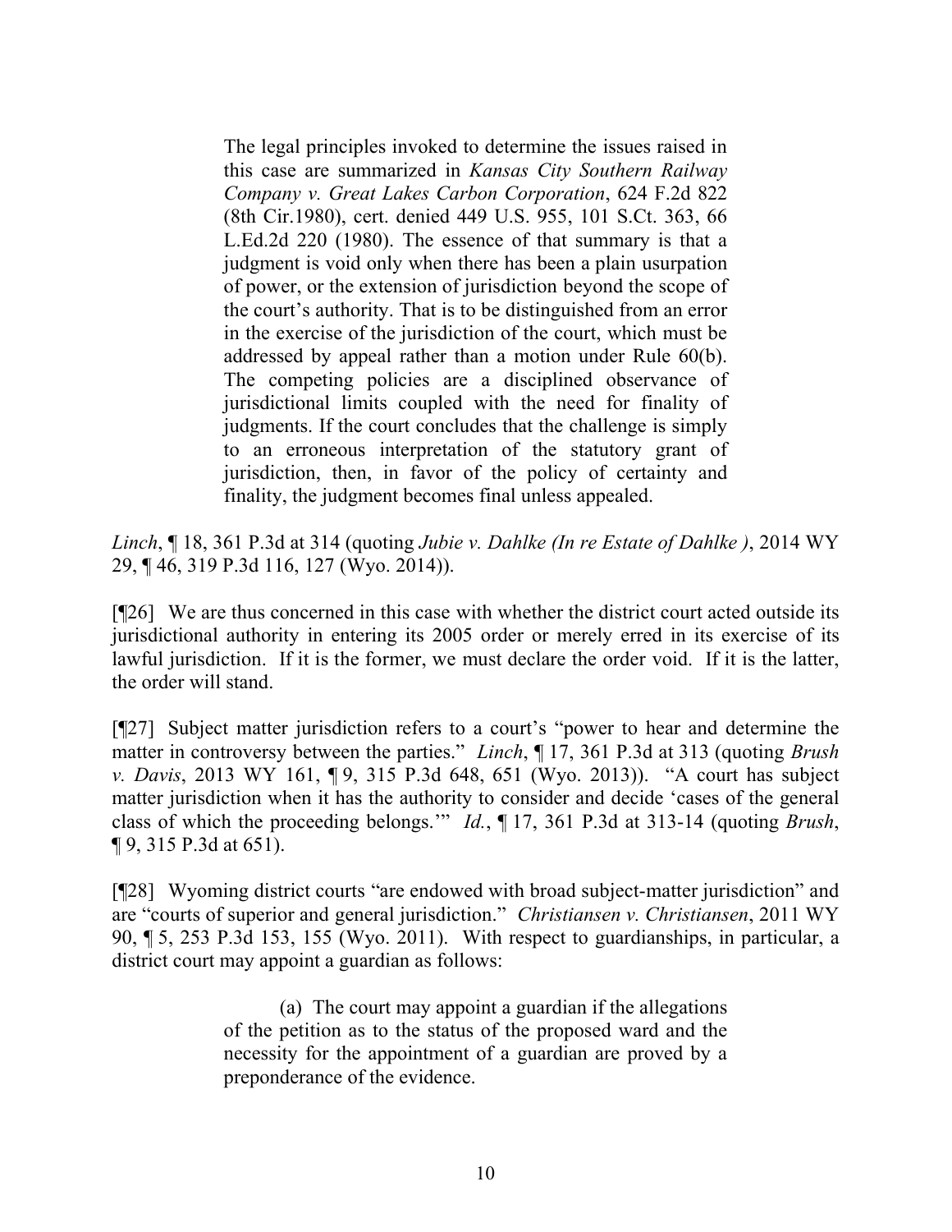> The legal principles invoked to determine the issues raised in this case are summarized in *Kansas City Southern Railway Company v. Great Lakes Carbon Corporation*, 624 F.2d 822 (8th Cir.1980), cert. denied 449 U.S. 955, 101 S.Ct. 363, 66 L.Ed.2d 220 (1980). The essence of that summary is that a judgment is void only when there has been a plain usurpation of power, or the extension of jurisdiction beyond the scope of the court's authority. That is to be distinguished from an error in the exercise of the jurisdiction of the court, which must be addressed by appeal rather than a motion under Rule 60(b). The competing policies are a disciplined observance of jurisdictional limits coupled with the need for finality of judgments. If the court concludes that the challenge is simply to an erroneous interpretation of the statutory grant of jurisdiction, then, in favor of the policy of certainty and finality, the judgment becomes final unless appealed.

*Linch*, ¶ 18, 361 P.3d at 314 (quoting *Jubie v. Dahlke (In re Estate of Dahlke )*, 2014 WY 29, ¶ 46, 319 P.3d 116, 127 (Wyo. 2014)).

[¶26] We are thus concerned in this case with whether the district court acted outside its jurisdictional authority in entering its 2005 order or merely erred in its exercise of its lawful jurisdiction. If it is the former, we must declare the order void. If it is the latter, the order will stand.

[¶27] Subject matter jurisdiction refers to a court's "power to hear and determine the matter in controversy between the parties." *Linch*, ¶ 17, 361 P.3d at 313 (quoting *Brush v. Davis*, 2013 WY 161, ¶ 9, 315 P.3d 648, 651 (Wyo. 2013)). "A court has subject matter jurisdiction when it has the authority to consider and decide 'cases of the general class of which the proceeding belongs.'" *Id.*, ¶ 17, 361 P.3d at 313-14 (quoting *Brush*, ¶ 9, 315 P.3d at 651).

[¶28] Wyoming district courts "are endowed with broad subject-matter jurisdiction" and are "courts of superior and general jurisdiction." *Christiansen v. Christiansen*, 2011 WY 90, ¶ 5, 253 P.3d 153, 155 (Wyo. 2011). With respect to guardianships, in particular, a district court may appoint a guardian as follows:

> (a) The court may appoint a guardian if the allegations of the petition as to the status of the proposed ward and the necessity for the appointment of a guardian are proved by a preponderance of the evidence.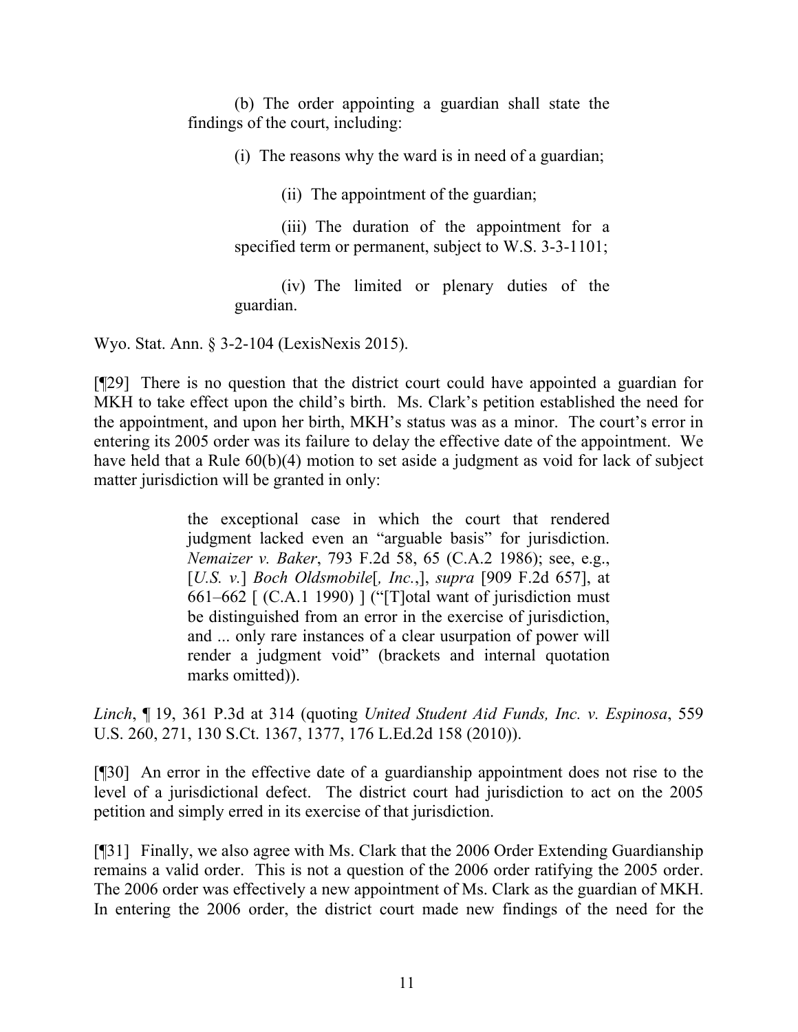> (b) The order appointing a guardian shall state the findings of the court, including:
>
> > (i) The reasons why the ward is in need of a guardian;
> >
> > (ii) The appointment of the guardian;
> >
> > (iii) The duration of the appointment for a specified term or permanent, subject to W.S. 3-3-1101;
> >
> > (iv) The limited or plenary duties of the guardian.

Wyo. Stat. Ann. § 3-2-104 (LexisNexis 2015).

[¶29] There is no question that the district court could have appointed a guardian for MKH to take effect upon the child's birth. Ms. Clark's petition established the need for the appointment, and upon her birth, MKH's status was as a minor. The court's error in entering its 2005 order was its failure to delay the effective date of the appointment. We have held that a Rule 60(b)(4) motion to set aside a judgment as void for lack of subject matter jurisdiction will be granted in only:

> the exceptional case in which the court that rendered judgment lacked even an "arguable basis" for jurisdiction. *Nemaizer v. Baker*, 793 F.2d 58, 65 (C.A.2 1986); see, e.g., [*U.S. v.*] *Boch Oldsmobile*[*, Inc.*,], *supra* [909 F.2d 657], at 661–662 [ (C.A.1 1990) ] ("[T]otal want of jurisdiction must be distinguished from an error in the exercise of jurisdiction, and ... only rare instances of a clear usurpation of power will render a judgment void" (brackets and internal quotation marks omitted)).

*Linch*, ¶ 19, 361 P.3d at 314 (quoting *United Student Aid Funds, Inc. v. Espinosa*, 559 U.S. 260, 271, 130 S.Ct. 1367, 1377, 176 L.Ed.2d 158 (2010)).

[¶30] An error in the effective date of a guardianship appointment does not rise to the level of a jurisdictional defect. The district court had jurisdiction to act on the 2005 petition and simply erred in its exercise of that jurisdiction.

[¶31] Finally, we also agree with Ms. Clark that the 2006 Order Extending Guardianship remains a valid order. This is not a question of the 2006 order ratifying the 2005 order. The 2006 order was effectively a new appointment of Ms. Clark as the guardian of MKH. In entering the 2006 order, the district court made new findings of the need for the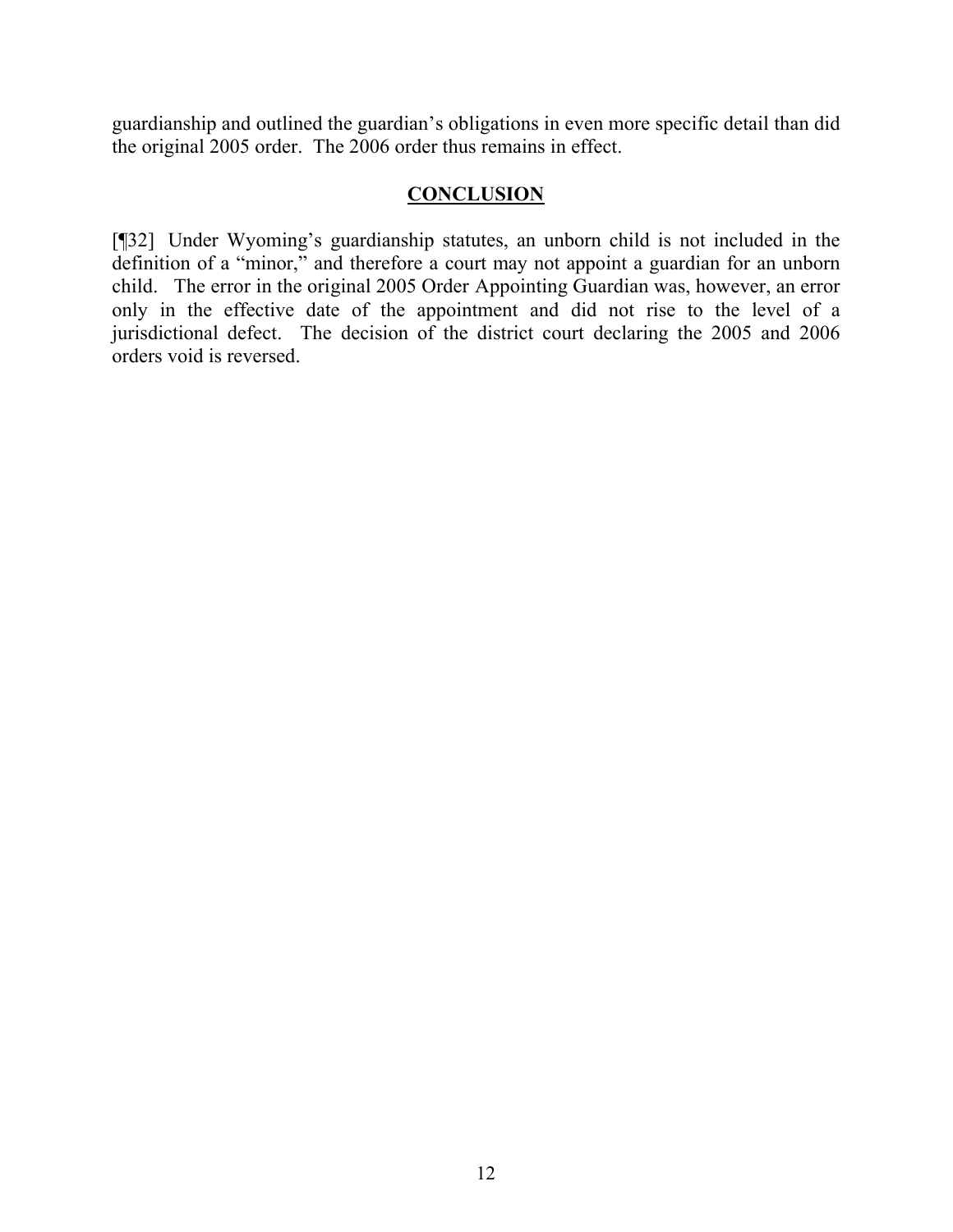guardianship and outlined the guardian's obligations in even more specific detail than did the original 2005 order. The 2006 order thus remains in effect.

## CONCLUSION

[¶32] Under Wyoming's guardianship statutes, an unborn child is not included in the definition of a "minor," and therefore a court may not appoint a guardian for an unborn child. The error in the original 2005 Order Appointing Guardian was, however, an error only in the effective date of the appointment and did not rise to the level of a jurisdictional defect. The decision of the district court declaring the 2005 and 2006 orders void is reversed.